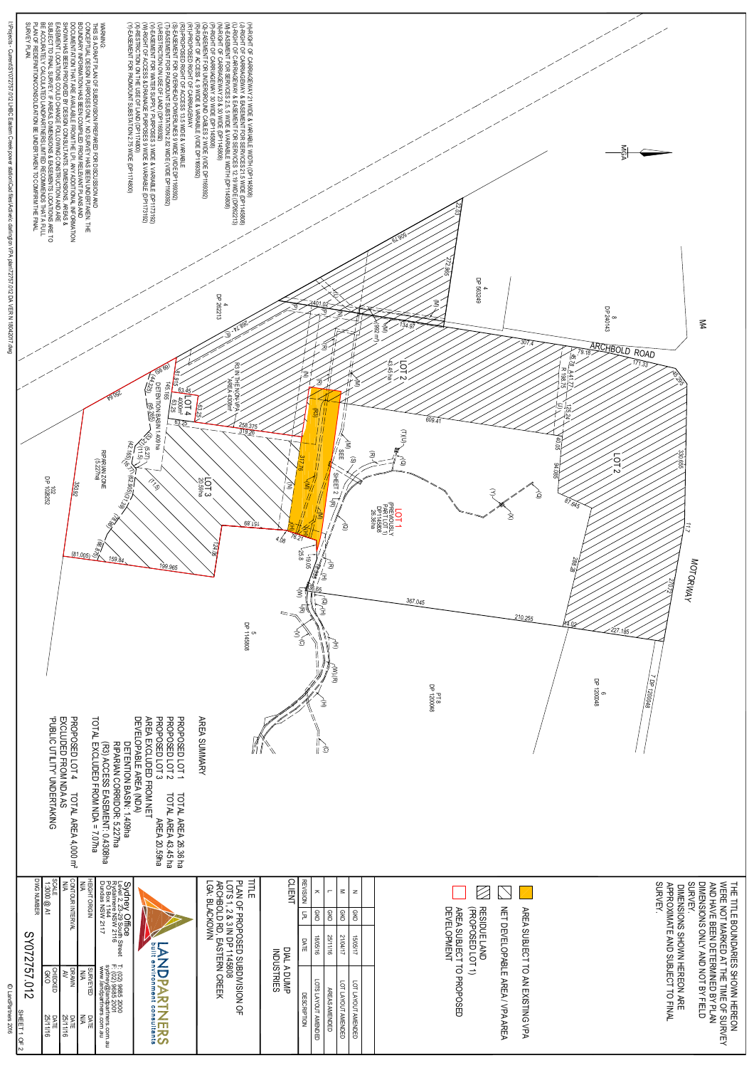MGA

M4

ARCHBOLD ROAD

MOTORWAY

LOT 1 (PREVIOUSLY PART LOT 1) DP 1145808 26.36ha

LOT 2 43.45 ha

LOT 2

LOT 3 20.59ha

LOT 4 4000m²

RIPARIAN ZONE (5.227ha)

R3 IN THE NON VPA AREA 4,308m²

DETENTION BASIN 1.409ha

SEE SHEET 2

8 DP 240143

4 DP 563249

4 DP 262213

6 DP 1200048

7 DP 1200048

PT 8 DP 1200048

5 DP 1145808

102 DP 1028252

(H) RIGHT OF CARRIAGEWAY 21 WIDE & VARIABLE WIDTH (DP1145808)
(J) RIGHT OF CARRIAGEWAY & EASEMENT FOR SERVICES 21.5 WIDE (DP1145808)
(L) RIGHT OF CARRIAGEWAY & EASEMENT FOR SERVICES 12.19 WIDE (DP262213)
(M) EASEMENT FOR WATER SUPPLY 3 WIDE & VARIABLE WIDTH (DP1145808)
(N) RIGHT OF CARRIAGEWAY 2.5 WIDE (DP1145808)
(P) RIGHT OF CARRIAGEWAY 30 WIDE (DP1145808)
(Q) EASEMENT FOR UNDERGROUND CABLES 2 WIDE (VIDE DP1169392)
(R) RIGHT OF CARRIAGEWAY 9 WIDE & VARIABLE (VIDE DP1169392)
(R3) PROPOSED RIGHT OF ACCESS 13.5 WIDE & VARIABLE
(S) EASEMENT FOR OVERHEAD POWERLINES 9 WIDE (VIDE DP1169392)
(T) EASEMENT FOR PADMOUNT SUBSTATION 2.82 WIDE (VIDE DP1169392)
(U) RESTRICTION ON USE OF LAND (DP1169392)
(V) EASEMENT FOR WATER SUPPLY PURPOSES 3 WIDE & VARIABLE (DP1173192)
(W) RIGHT OF ACCESS & DRAINAGE PURPOSES 9 WIDE & VARIABLE (DP1173192)
(X) RESTRICTION ON THE USE OF LAND (DP1174800)
(Y) EASEMENT FOR PADMOUNT SUBSTATION 2.75 WIDE (DP1174800)

WARNING
THIS IS A DRAFT PLAN OF SUBDIVISION PREPARED FOR DISCUSSION AND CONCEPTUAL DESIGN PURPOSES ONLY. NO SURVEY HAS BEEN UNDERTAKEN. THE BOUNDARY INFORMATION HAS BEEN COMPILED FROM RELEVANT PLANS AND DOCUMENTATION THAT ARE AVAILABLE FROM THE LPI. ANY ADDITIONAL INFORMATION SHOWN HAS BEEN PROVIDED BY DESIGN CONSULTANTS. DIMENSIONS, AREAS & EASEMENT LOCATIONS MAY CHANGE FOLLOWING CONSTRUCTION AND ARE TO BE ACCURATELY CALCULATED. LANDPARTNERS LIMITED RECOMMENDS THAT A FULL SURVEY TO FINAL PLAN OF REDEFINITION/CONSOLIDATION BE UNDERTAKEN TO CONFIRM THE FINAL SURVEY PLAN.

## AREA SUMMARY

PROPOSED LOT 1 TOTAL AREA 26.36 ha
PROPOSED LOT 2 TOTAL AREA 43.45 ha
PROPOSED LOT 3 AREA 20.59ha
AREA EXCLUDED FROM NET DEVELOPABLE AREA (NDA)
DETENTION BASIN: 1.409ha
RIPARIAN CORRIDOR: 5.227ha
(R3) ACCESS EASEMENT: 0.4308ha
TOTAL EXCLUDED FROM NDA = 7.07ha

PROPOSED LOT 4 TOTAL AREA 4,000 m²
EXCLUDED FROM NDA AS 'PUBLIC UTILITY' UNDERTAKING

THE TITLE BOUNDARIES SHOWN HEREON WERE NOT MARKED AT THE TIME OF SURVEY AND HAVE BEEN DETERMINED BY PLAN DIMENSIONS ONLY AND NOT BY FIELD SURVEY.
DIMENSIONS SHOWN HEREON ARE APPROXIMATE AND SUBJECT TO FINAL SURVEY.

**LEGEND**
- AREA SUBJECT TO AN EXISTING VPA
- NET DEVELOPABLE AREA / VPA AREA
- RESIDUE LAND (PROPOSED LOT 1)
- AREA SUBJECT TO PROPOSED DEVELOPMENT

| REVISION | LPL | DATE | DESCRIPTION |
|---|---|---|---|
| N | GKO | 15/05/17 | LOT LAYOUT AMENDED |
| M | GKO | 21/04/17 | LOT LAYOUT AMENDED |
| L | GKO | 25/11/16 | AREAS AMENDED |
| K | GKO | 18/05/16 | LOTS LAYOUT AMENDED |

CLIENT: DIAL A DUMP INDUSTRIES

TITLE: PLAN OF PROPOSED SUBDIVISION OF LOTS 1, 2 & 3 IN DP 1145808
ARCHBOLD RD, EASTERN CREEK
LGA: BLACKTOWN

LANDPARTNERS built environment consultants

Sydney Office
Level 2, 26-30 South Street, Rydalmere NSW 2116
PO Box 144, Dundas NSW 2117
T: (02) 9685 2000 F: (02) 9685 2001
sydney@landpartners.com.au
www.landpartners.com.au

| HEIGHT ORIGIN | SURVEYED | DATE |
|---|---|---|
| N/A | N/A | N/A |
| CONTOUR INTERVAL | DRAWN | DATE |
| N/A | AV | 25/11/16 |
| SCALE | CHECKED | DATE |
| 1:3000 @ A1 | GKO | 25/11/16 |

DWG NUMBER: SY07Z757.012

SHEET 1 OF 2

© LandPartners 2016

I:\Projects - Current\SY07Z757.012 LHBC Eastern Creek power station\Cad files\Advanc dialing\to VPA plan\Z757.012 DA VER N 16/04/2017.dwg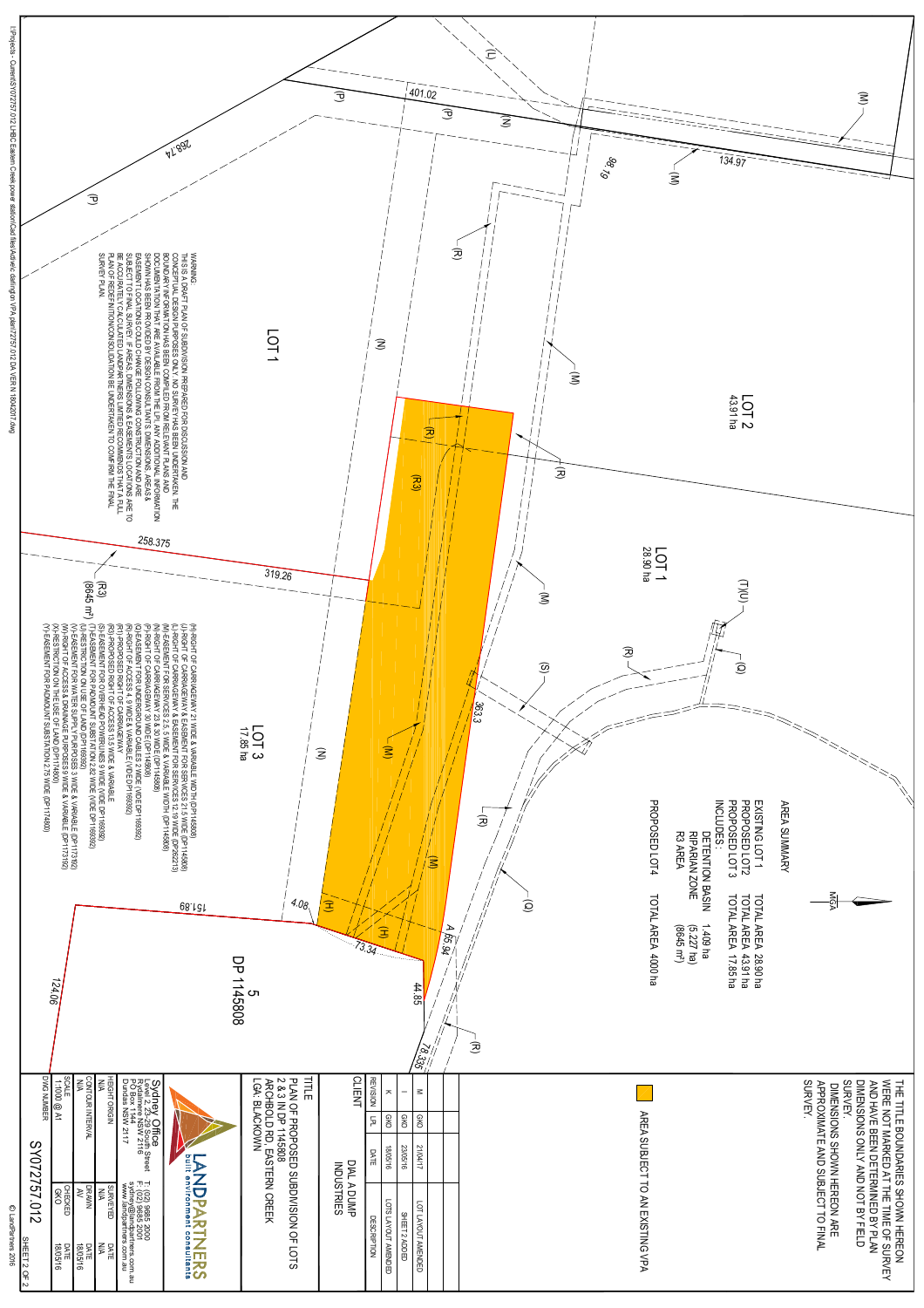WARNING:

THIS IS A DRAFT PLAN OF SUBDIVISION PREPARED FOR DISCUSSION AND CONCEPTUAL DESIGN PURPOSES ONLY. NO SURVEY HAS BEEN UNDERTAKEN. THE BOUNDARY INFORMATION HAS BEEN COMPILED FROM RELEVANT PLANS AND DOCUMENTATION THAT ARE AVAILABLE FROM THE LPI. ANY ADDITIONAL INFORMATION SHOWN HAS BEEN PROVIDED BY DESIGN CONSULTANTS. DIMENSIONS, AREAS & EASEMENT LOCATIONS COULD CHANGE FOLLOWING CONSTRUCTION AND ARE SUBJECT TO FINAL SURVEY. IF AREAS, DIMENSIONS & EASEMENTS LOCATIONS ARE TO BE ACCURATELY CALCULATED LANDPARTNERS LIMITED RECOMMENDS THAT A FULL PLAN OF REDEFINITION/CONSOLIDATION BE UNDERTAKEN TO CONFIRM THE FINAL SURVEY PLAN.

(H)-RIGHT OF CARRIAGEWAY 21 WIDE & VARIABLE WIDTH (DP1145808)
(J)-RIGHT OF CARRIAGEWAY & EASEMENT FOR SERVICES 21.5 WIDE (DP1145808)
(L)-RIGHT OF CARRIAGEWAY & EASEMENT FOR SERVICES 12.19 WIDE (DP262213)
(M)-EASEMENT FOR SERVICES 2.5, 5 WIDE & VARIABLE WIDTH (DP1145808)
(N)-RIGHT OF CARRIAGEWAY 22.5 WIDE (DP1145808)
(P)-RIGHT OF CARRIAGEWAY 30 WIDE (DP1145808)
(Q)-EASEMENT FOR UNDERGROUND CABLES 2 WIDE (VIDE DP1169392)
(R)-RIGHT OF ACCESS 4, 9 WIDE & VARIABLE (VIDE DP1169392)
(R3)-PROPOSED RIGHT OF ACCESS
(S)-EASEMENT FOR OVERHEAD POWERLINES 9 WIDE (VIDE DP1169392)
(T)-EASEMENT FOR PADMOUNT SUBSTATION 2.82 WIDE (VIDE DP1169392)
(U)-RESTRICTION ON THE USE OF LAND (VIDE DP1169392)
(V)-EASEMENT FOR WATER SUPPLY PURPOSES 3 WIDE & VARIABLE (DP1173192)
(W)-RIGHT OF ACCESS & DRAINAGE PURPOSES 9 WIDE & VARIABLE (DP1173192)
(X)-RESTRICTION ON THE USE OF LAND (DP1174800)
(Y)-EASEMENT FOR PADMOUNT SUBSTATION 2.75 WIDE (DP1174800)

LOT 1

LOT 2
43.91 ha

LOT 1
28.90 ha

LOT 3
17.85 ha

5
DP 1145808

(R3)
(8645 m²)

401.02
268.74
134.97
98.19
258.375
319.26
363.3
4.08
151.89
73.34
55.94
44.85
78.335
124.06

AREA SUMMARY

EXISTING LOT 1 TOTAL AREA 28.90 ha
PROPOSED LOT2 TOTAL AREA 43.91 ha
PROPOSED LOT 3 TOTAL AREA 17.85 ha
INCLUDES:
DETENTION BASIN 1.409 ha
RIPARIAN ZONE (5.227 ha)
R3 AREA (8645 m²)

PROPOSED LOT4 TOTAL AREA 4000 ha

MGA

THE TITLE BOUNDARIES SHOWN HEREON WERE NOT MARKED AT THE TIME OF SURVEY AND HAVE BEEN DETERMINED BY PLAN DIMENSIONS ONLY AND NOT BY FIELD SURVEY.
DIMENSIONS SHOWN HEREON ARE APPROXIMATE AND SUBJECT TO FINAL SURVEY.

AREA SUBJECT TO AN EXISTING VPA

| REVISION | LPI | DATE | DESCRIPTION |
|---|---|---|---|
| M | GKO | 21/04/17 | LOT LAYOUT AMENDED |
| L | GKO | 23/05/16 | SHEET 2 ADDED |
| K | GKO | 18/05/16 | LOTS LAYOUT AMENDED |

CLIENT
DIAL A DUMP INDUSTRIES

TITLE
PLAN OF PROPOSED SUBDIVISION OF LOTS 2 & 3 IN DP 1145808
ARCHBOLD RD, EASTERN CREEK
LGA: BLACKTOWN

LANDPARTNERS
built environment consultants

Sydney Office
Level 2, 20-22 South Street
Rydalmere NSW 2116
PO Box 1144
Dundas NSW 2117
T: (02) 9685 2000
F: (02) 9685 2001
sydney@landpartners.com.au
www.landpartners.com.au

| HEIGHT ORIGIN | SURVEYED | DATE |
|---|---|---|
| N/A | N/A | N/A |
| CONTOUR INTERVAL | DRAWN | DATE |
| N/A | AV | 18/05/16 |
| SCALE | CHECKED | DATE |
| 1:1000 @ A1 | GKO | 18/05/16 |

DWG NUMBER
SY072757.012

SHEET 2 OF 2

© LandPartners 2016

I:\Projects - Current\SY072757.012 LHBC Eastern Creek power station\Cad files\Active\c dialling\on VPA plan\72757.012 DA VER M 18042017.dwg